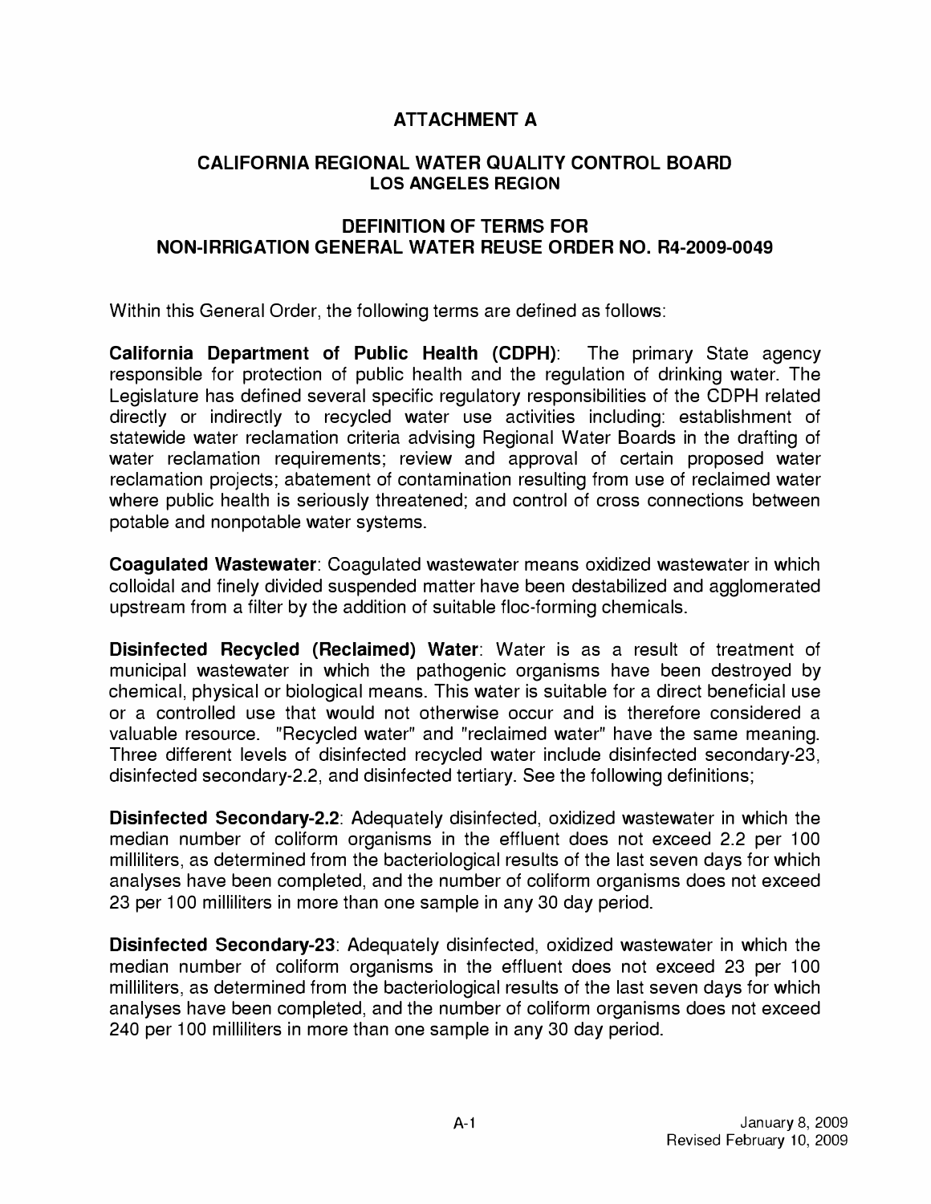# ATTACHMENT A

## CALIFORNIA REGIONAL WATER QUALITY CONTROL BOARD
## LOS ANGELES REGION

## DEFINITION OF TERMS FOR NON-IRRIGATION GENERAL WATER REUSE ORDER NO. R4-2009-0049

Within this General Order, the following terms are defined as follows:

**California Department of Public Health (CDPH)**: The primary State agency responsible for protection of public health and the regulation of drinking water. The Legislature has defined several specific regulatory responsibilities of the CDPH related directly or indirectly to recycled water use activities including: establishment of statewide water reclamation criteria advising Regional Water Boards in the drafting of water reclamation requirements; review and approval of certain proposed water reclamation projects; abatement of contamination resulting from use of reclaimed water where public health is seriously threatened; and control of cross connections between potable and nonpotable water systems.

**Coagulated Wastewater**: Coagulated wastewater means oxidized wastewater in which colloidal and finely divided suspended matter have been destabilized and agglomerated upstream from a filter by the addition of suitable floc-forming chemicals.

**Disinfected Recycled (Reclaimed) Water**: Water is as a result of treatment of municipal wastewater in which the pathogenic organisms have been destroyed by chemical, physical or biological means. This water is suitable for a direct beneficial use or a controlled use that would not otherwise occur and is therefore considered a valuable resource. "Recycled water" and "reclaimed water" have the same meaning. Three different levels of disinfected recycled water include disinfected secondary-23, disinfected secondary-2.2, and disinfected tertiary. See the following definitions;

**Disinfected Secondary-2.2**: Adequately disinfected, oxidized wastewater in which the median number of coliform organisms in the effluent does not exceed 2.2 per 100 milliliters, as determined from the bacteriological results of the last seven days for which analyses have been completed, and the number of coliform organisms does not exceed 23 per 100 milliliters in more than one sample in any 30 day period.

**Disinfected Secondary-23**: Adequately disinfected, oxidized wastewater in which the median number of coliform organisms in the effluent does not exceed 23 per 100 milliliters, as determined from the bacteriological results of the last seven days for which analyses have been completed, and the number of coliform organisms does not exceed 240 per 100 milliliters in more than one sample in any 30 day period.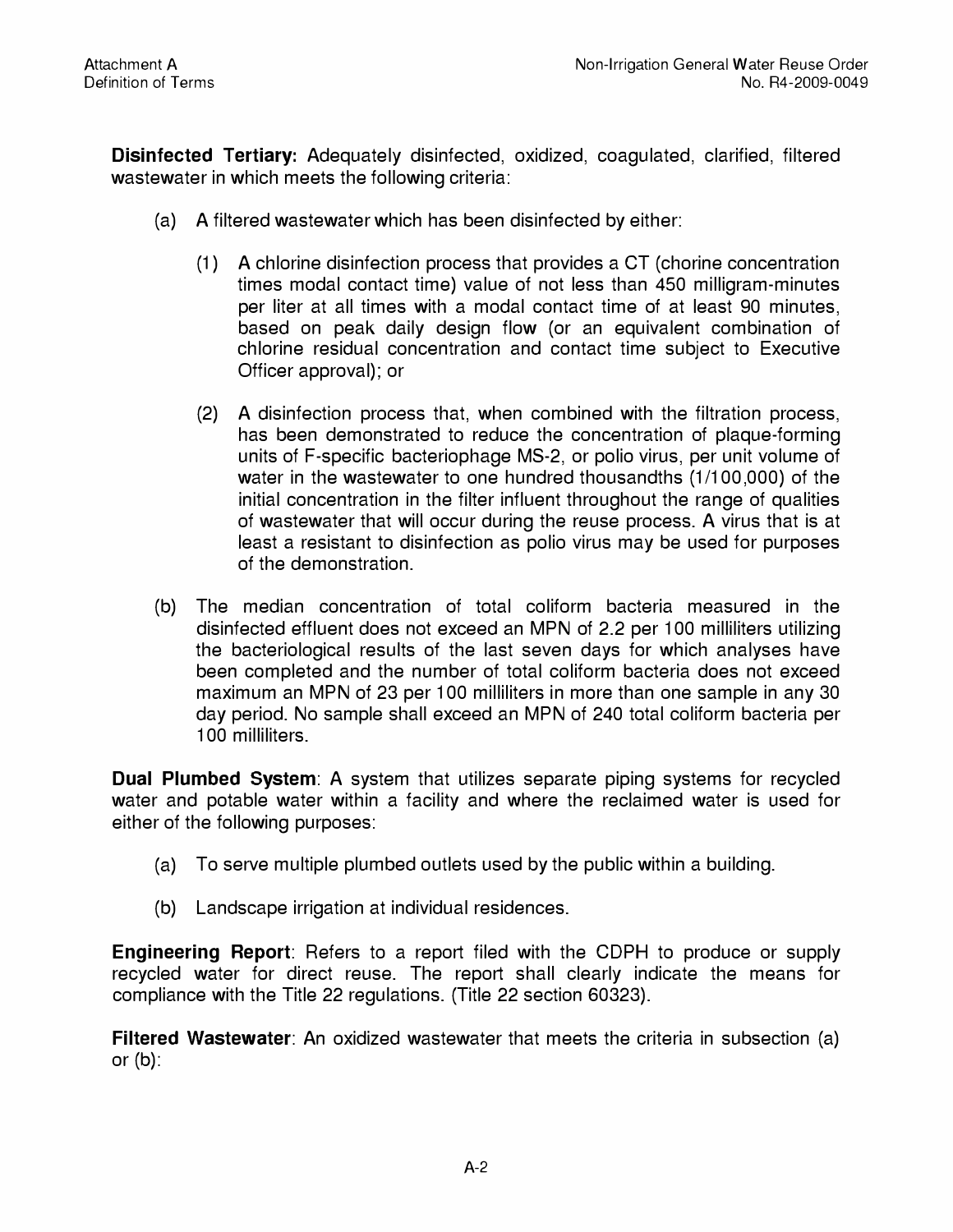**Disinfected Tertiary:** Adequately disinfected, oxidized, coagulated, clarified, filtered wastewater in which meets the following criteria:

(a) A filtered wastewater which has been disinfected by either:

(1) A chlorine disinfection process that provides a CT (chorine concentration times modal contact time) value of not less than 450 milligram-minutes per liter at all times with a modal contact time of at least 90 minutes, based on peak daily design flow (or an equivalent combination of chlorine residual concentration and contact time subject to Executive Officer approval); or

(2) A disinfection process that, when combined with the filtration process, has been demonstrated to reduce the concentration of plaque-forming units of F-specific bacteriophage MS-2, or polio virus, per unit volume of water in the wastewater to one hundred thousandths (1/100,000) of the initial concentration in the filter influent throughout the range of qualities of wastewater that will occur during the reuse process. A virus that is at least a resistant to disinfection as polio virus may be used for purposes of the demonstration.

(b) The median concentration of total coliform bacteria measured in the disinfected effluent does not exceed an MPN of 2.2 per 100 milliliters utilizing the bacteriological results of the last seven days for which analyses have been completed and the number of total coliform bacteria does not exceed maximum an MPN of 23 per 100 milliliters in more than one sample in any 30 day period. No sample shall exceed an MPN of 240 total coliform bacteria per 100 milliliters.

**Dual Plumbed System**: A system that utilizes separate piping systems for recycled water and potable water within a facility and where the reclaimed water is used for either of the following purposes:

(a) To serve multiple plumbed outlets used by the public within a building.

(b) Landscape irrigation at individual residences.

**Engineering Report**: Refers to a report filed with the CDPH to produce or supply recycled water for direct reuse. The report shall clearly indicate the means for compliance with the Title 22 regulations. (Title 22 section 60323).

**Filtered Wastewater**: An oxidized wastewater that meets the criteria in subsection (a) or (b):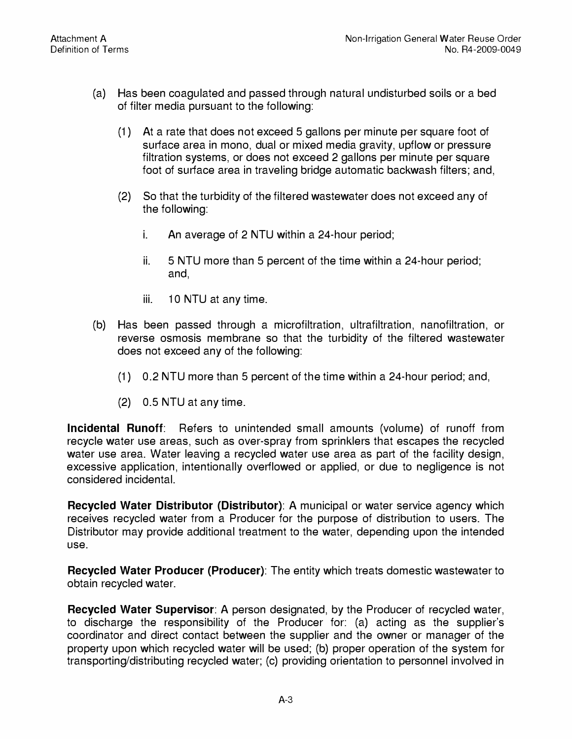(a) Has been coagulated and passed through natural undisturbed soils or a bed of filter media pursuant to the following:

  (1) At a rate that does not exceed 5 gallons per minute per square foot of surface area in mono, dual or mixed media gravity, upflow or pressure filtration systems, or does not exceed 2 gallons per minute per square foot of surface area in traveling bridge automatic backwash filters; and,

  (2) So that the turbidity of the filtered wastewater does not exceed any of the following:

    i. An average of 2 NTU within a 24-hour period;

    ii. 5 NTU more than 5 percent of the time within a 24-hour period; and,

    iii. 10 NTU at any time.

(b) Has been passed through a microfiltration, ultrafiltration, nanofiltration, or reverse osmosis membrane so that the turbidity of the filtered wastewater does not exceed any of the following:

  (1) 0.2 NTU more than 5 percent of the time within a 24-hour period; and,

  (2) 0.5 NTU at any time.

**Incidental Runoff**: Refers to unintended small amounts (volume) of runoff from recycle water use areas, such as over-spray from sprinklers that escapes the recycled water use area. Water leaving a recycled water use area as part of the facility design, excessive application, intentionally overflowed or applied, or due to negligence is not considered incidental.

**Recycled Water Distributor (Distributor)**: A municipal or water service agency which receives recycled water from a Producer for the purpose of distribution to users. The Distributor may provide additional treatment to the water, depending upon the intended use.

**Recycled Water Producer (Producer)**: The entity which treats domestic wastewater to obtain recycled water.

**Recycled Water Supervisor**: A person designated, by the Producer of recycled water, to discharge the responsibility of the Producer for: (a) acting as the supplier's coordinator and direct contact between the supplier and the owner or manager of the property upon which recycled water will be used; (b) proper operation of the system for transporting/distributing recycled water; (c) providing orientation to personnel involved in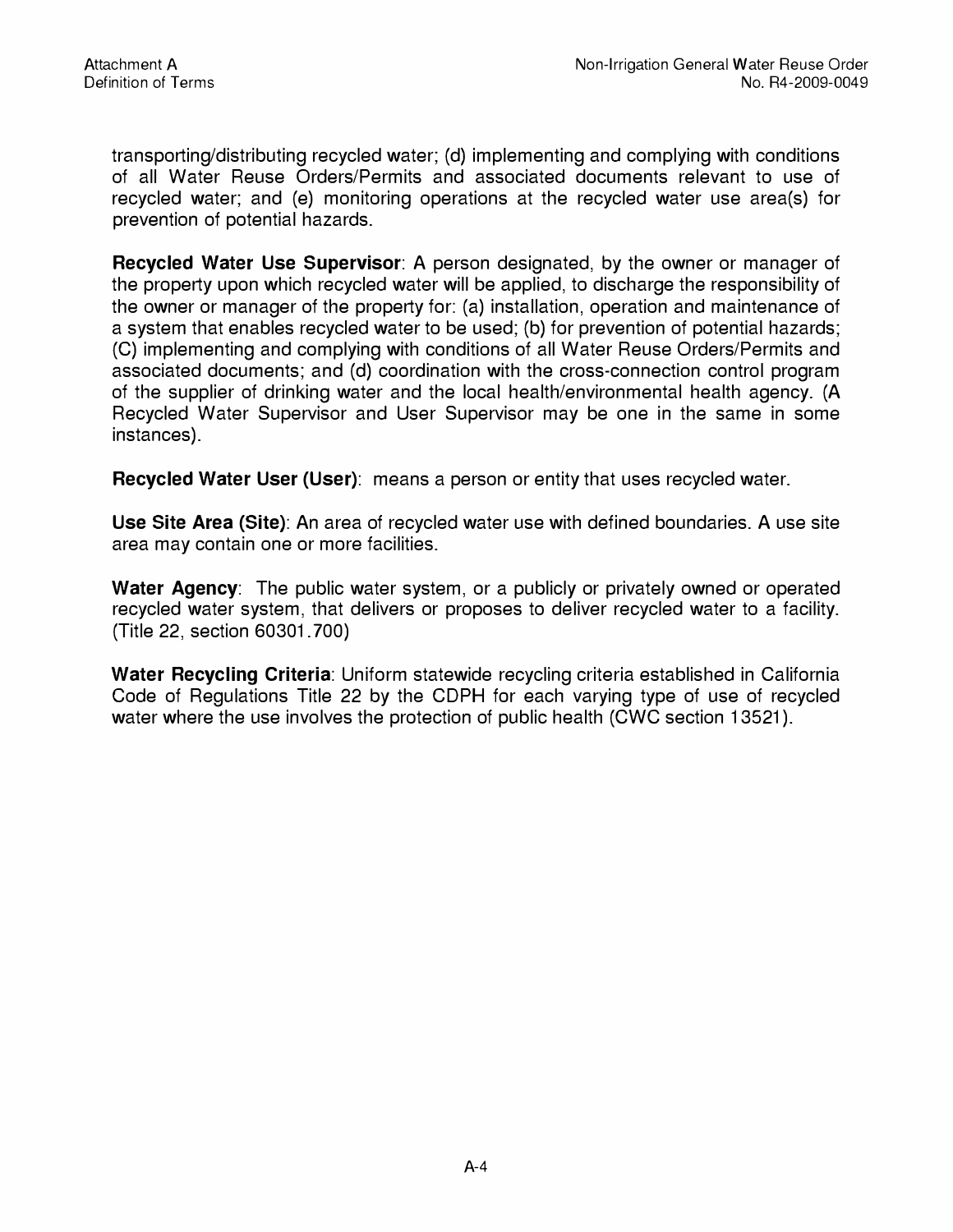transporting/distributing recycled water; (d) implementing and complying with conditions of all Water Reuse Orders/Permits and associated documents relevant to use of recycled water; and (e) monitoring operations at the recycled water use area(s) for prevention of potential hazards.

**Recycled Water Use Supervisor**: A person designated, by the owner or manager of the property upon which recycled water will be applied, to discharge the responsibility of the owner or manager of the property for: (a) installation, operation and maintenance of a system that enables recycled water to be used; (b) for prevention of potential hazards; (C) implementing and complying with conditions of all Water Reuse Orders/Permits and associated documents; and (d) coordination with the cross-connection control program of the supplier of drinking water and the local health/environmental health agency. (A Recycled Water Supervisor and User Supervisor may be one in the same in some instances).

**Recycled Water User (User)**: means a person or entity that uses recycled water.

**Use Site Area (Site)**: An area of recycled water use with defined boundaries. A use site area may contain one or more facilities.

**Water Agency**: The public water system, or a publicly or privately owned or operated recycled water system, that delivers or proposes to deliver recycled water to a facility. (Title 22, section 60301.700)

**Water Recycling Criteria**: Uniform statewide recycling criteria established in California Code of Regulations Title 22 by the CDPH for each varying type of use of recycled water where the use involves the protection of public health (CWC section 13521).